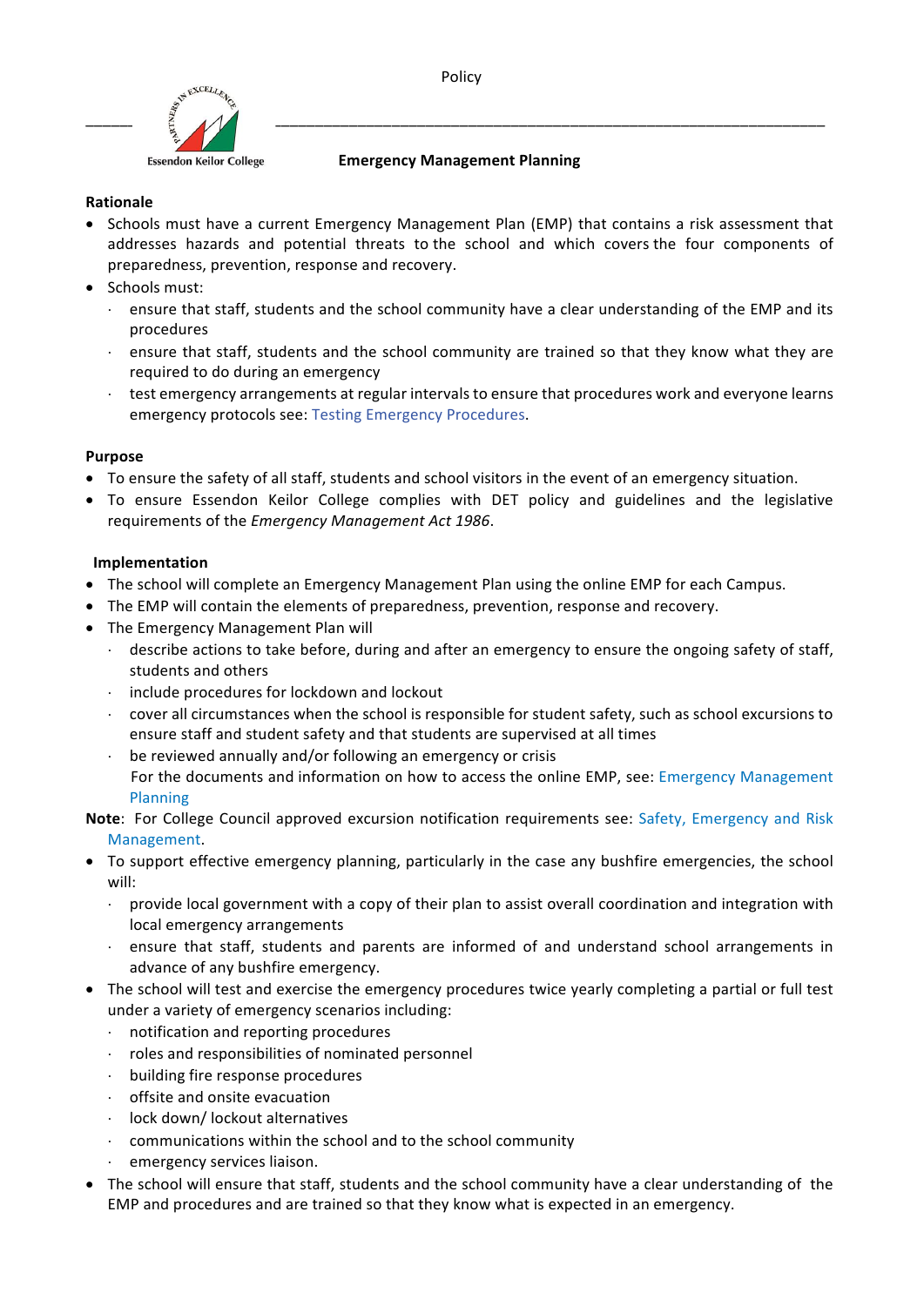Policy

Essendon Keilor College

# Emergency Management Planning

**Rationale**

- Schools must have a current Emergency Management Plan (EMP) that contains a risk assessment that addresses hazards and potential threats to the school and which covers the four components of preparedness, prevention, response and recovery.
- Schools must:
  - ensure that staff, students and the school community have a clear understanding of the EMP and its procedures
  - ensure that staff, students and the school community are trained so that they know what they are required to do during an emergency
  - test emergency arrangements at regular intervals to ensure that procedures work and everyone learns emergency protocols see: Testing Emergency Procedures.

**Purpose**

- To ensure the safety of all staff, students and school visitors in the event of an emergency situation.
- To ensure Essendon Keilor College complies with DET policy and guidelines and the legislative requirements of the *Emergency Management Act 1986*.

**Implementation**

- The school will complete an Emergency Management Plan using the online EMP for each Campus.
- The EMP will contain the elements of preparedness, prevention, response and recovery.
- The Emergency Management Plan will
  - describe actions to take before, during and after an emergency to ensure the ongoing safety of staff, students and others
  - include procedures for lockdown and lockout
  - cover all circumstances when the school is responsible for student safety, such as school excursions to ensure staff and student safety and that students are supervised at all times
  - be reviewed annually and/or following an emergency or crisis

  For the documents and information on how to access the online EMP, see: Emergency Management Planning

**Note**: For College Council approved excursion notification requirements see: Safety, Emergency and Risk Management.

- To support effective emergency planning, particularly in the case any bushfire emergencies, the school will:
  - provide local government with a copy of their plan to assist overall coordination and integration with local emergency arrangements
  - ensure that staff, students and parents are informed of and understand school arrangements in advance of any bushfire emergency.
- The school will test and exercise the emergency procedures twice yearly completing a partial or full test under a variety of emergency scenarios including:
  - notification and reporting procedures
  - roles and responsibilities of nominated personnel
  - building fire response procedures
  - offsite and onsite evacuation
  - lock down/ lockout alternatives
  - communications within the school and to the school community
  - emergency services liaison.
- The school will ensure that staff, students and the school community have a clear understanding of the EMP and procedures and are trained so that they know what is expected in an emergency.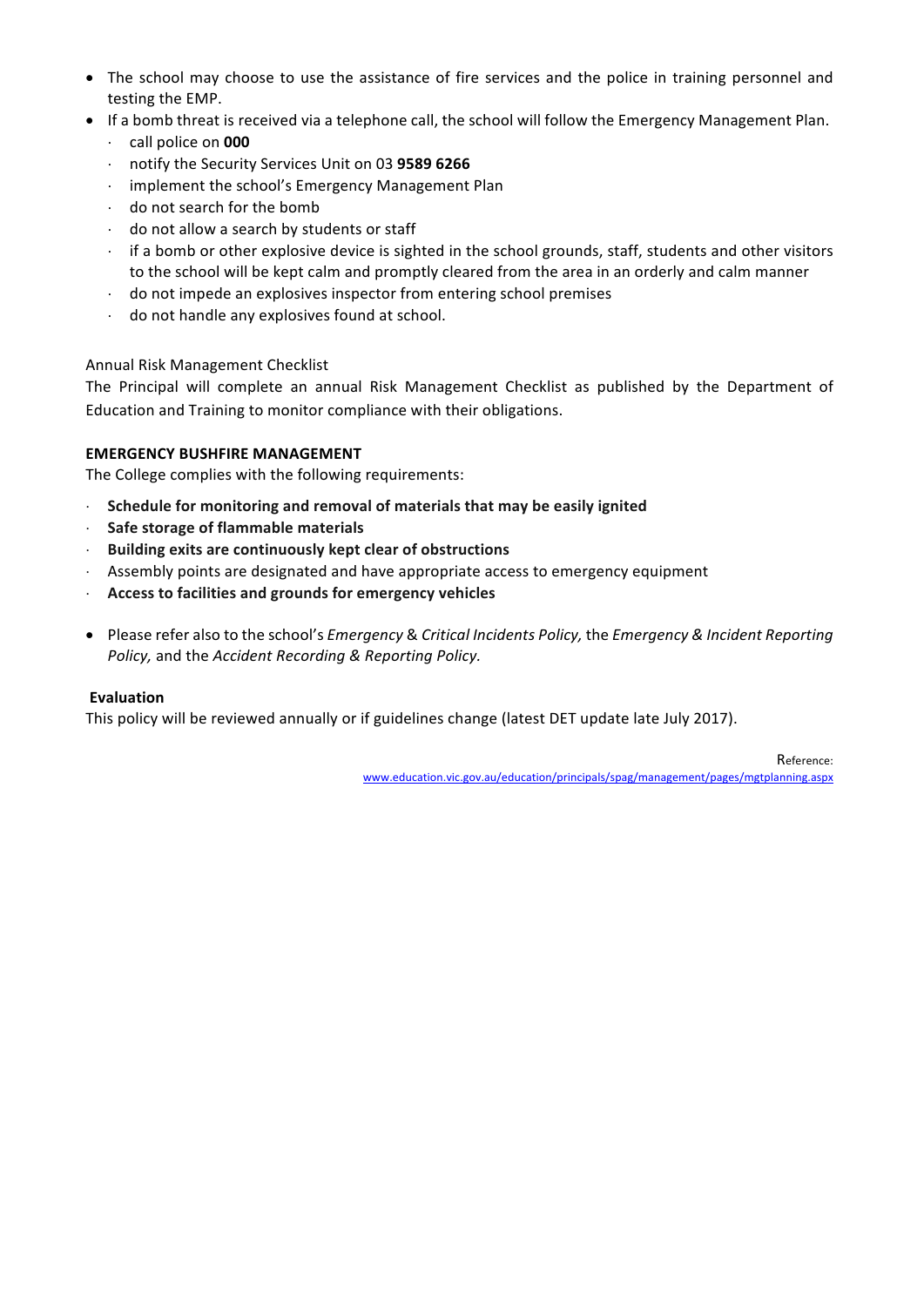- The school may choose to use the assistance of fire services and the police in training personnel and testing the EMP.
- If a bomb threat is received via a telephone call, the school will follow the Emergency Management Plan.
  - call police on **000**
  - notify the Security Services Unit on 03 **9589 6266**
  - implement the school's Emergency Management Plan
  - do not search for the bomb
  - do not allow a search by students or staff
  - if a bomb or other explosive device is sighted in the school grounds, staff, students and other visitors to the school will be kept calm and promptly cleared from the area in an orderly and calm manner
  - do not impede an explosives inspector from entering school premises
  - do not handle any explosives found at school.

Annual Risk Management Checklist

The Principal will complete an annual Risk Management Checklist as published by the Department of Education and Training to monitor compliance with their obligations.

**EMERGENCY BUSHFIRE MANAGEMENT**

The College complies with the following requirements:

- **Schedule for monitoring and removal of materials that may be easily ignited**
- **Safe storage of flammable materials**
- **Building exits are continuously kept clear of obstructions**
- Assembly points are designated and have appropriate access to emergency equipment
- **Access to facilities and grounds for emergency vehicles**

- Please refer also to the school's *Emergency* & *Critical Incidents Policy,* the *Emergency & Incident Reporting Policy,* and the *Accident Recording & Reporting Policy.*

**Evaluation**

This policy will be reviewed annually or if guidelines change (latest DET update late July 2017).

Reference:
www.education.vic.gov.au/education/principals/spag/management/pages/mgtplanning.aspx